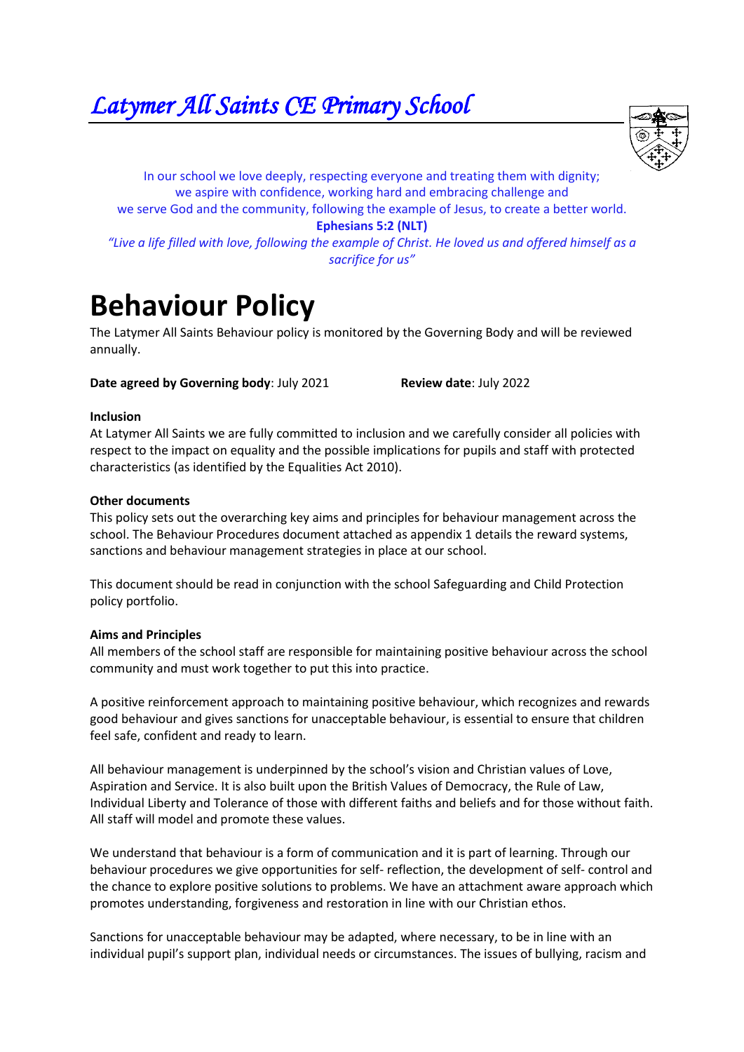# Latymer All Saints CE Primary School

In our school we love deeply, respecting everyone and treating them with dignity;
we aspire with confidence, working hard and embracing challenge and
we serve God and the community, following the example of Jesus, to create a better world.

**Ephesians 5:2 (NLT)**

*"Live a life filled with love, following the example of Christ. He loved us and offered himself as a sacrifice for us"*

# Behaviour Policy

The Latymer All Saints Behaviour policy is monitored by the Governing Body and will be reviewed annually.

**Date agreed by Governing body**: July 2021 **Review date**: July 2022

**Inclusion**

At Latymer All Saints we are fully committed to inclusion and we carefully consider all policies with respect to the impact on equality and the possible implications for pupils and staff with protected characteristics (as identified by the Equalities Act 2010).

**Other documents**

This policy sets out the overarching key aims and principles for behaviour management across the school. The Behaviour Procedures document attached as appendix 1 details the reward systems, sanctions and behaviour management strategies in place at our school.

This document should be read in conjunction with the school Safeguarding and Child Protection policy portfolio.

**Aims and Principles**

All members of the school staff are responsible for maintaining positive behaviour across the school community and must work together to put this into practice.

A positive reinforcement approach to maintaining positive behaviour, which recognizes and rewards good behaviour and gives sanctions for unacceptable behaviour, is essential to ensure that children feel safe, confident and ready to learn.

All behaviour management is underpinned by the school's vision and Christian values of Love, Aspiration and Service. It is also built upon the British Values of Democracy, the Rule of Law, Individual Liberty and Tolerance of those with different faiths and beliefs and for those without faith. All staff will model and promote these values.

We understand that behaviour is a form of communication and it is part of learning. Through our behaviour procedures we give opportunities for self- reflection, the development of self- control and the chance to explore positive solutions to problems. We have an attachment aware approach which promotes understanding, forgiveness and restoration in line with our Christian ethos.

Sanctions for unacceptable behaviour may be adapted, where necessary, to be in line with an individual pupil's support plan, individual needs or circumstances. The issues of bullying, racism and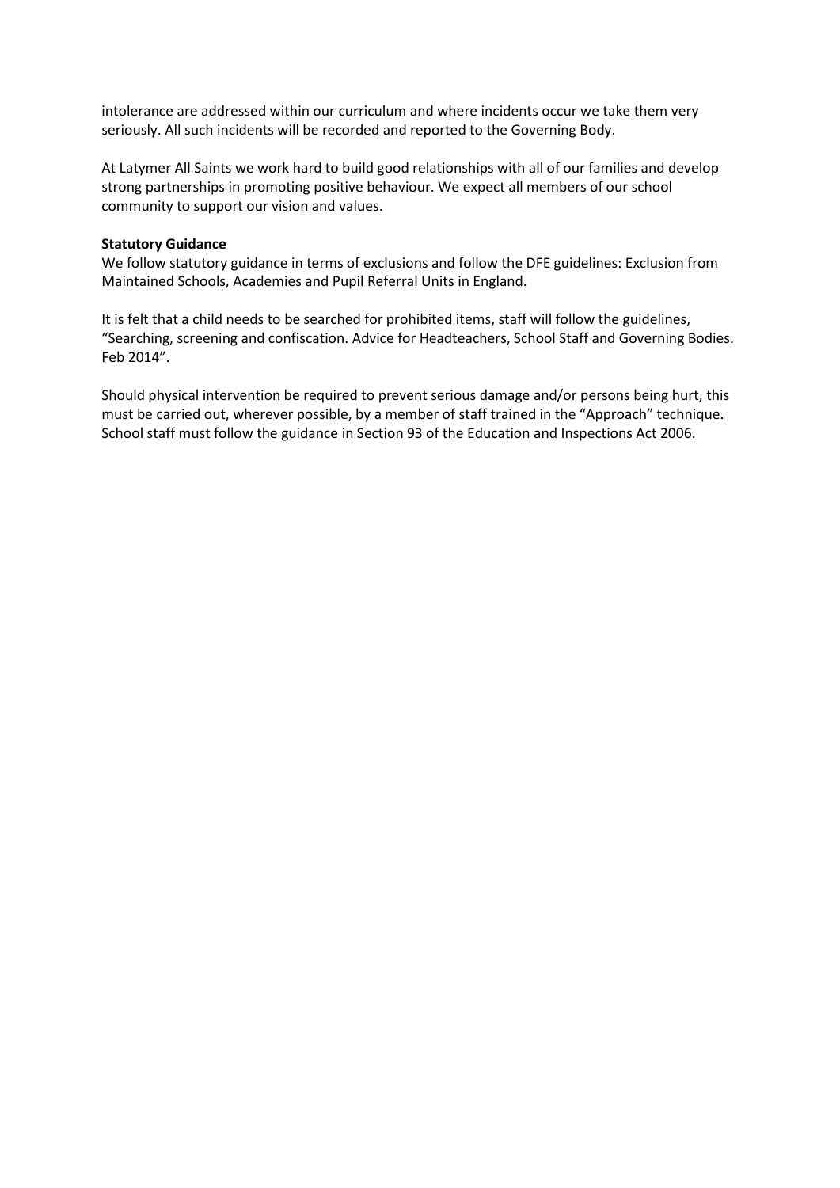intolerance are addressed within our curriculum and where incidents occur we take them very seriously. All such incidents will be recorded and reported to the Governing Body.

At Latymer All Saints we work hard to build good relationships with all of our families and develop strong partnerships in promoting positive behaviour. We expect all members of our school community to support our vision and values.

**Statutory Guidance**

We follow statutory guidance in terms of exclusions and follow the DFE guidelines: Exclusion from Maintained Schools, Academies and Pupil Referral Units in England.

It is felt that a child needs to be searched for prohibited items, staff will follow the guidelines, "Searching, screening and confiscation. Advice for Headteachers, School Staff and Governing Bodies. Feb 2014".

Should physical intervention be required to prevent serious damage and/or persons being hurt, this must be carried out, wherever possible, by a member of staff trained in the "Approach" technique. School staff must follow the guidance in Section 93 of the Education and Inspections Act 2006.